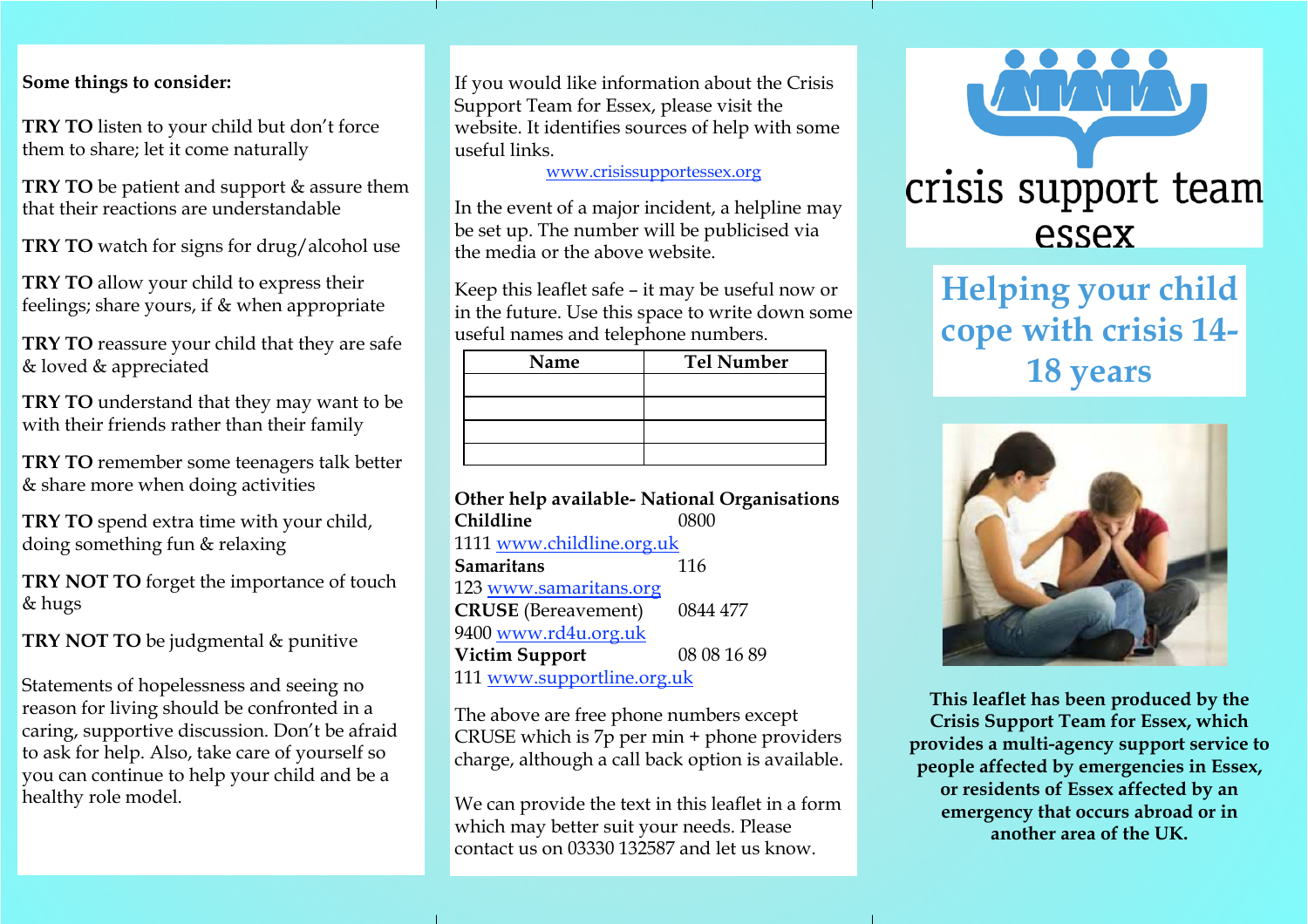**Some things to consider:**

**TRY TO** listen to your child but don't force them to share; let it come naturally

**TRY TO** be patient and support & assure them that their reactions are understandable

**TRY TO** watch for signs for drug/alcohol use

**TRY TO** allow your child to express their feelings; share yours, if & when appropriate

**TRY TO** reassure your child that they are safe & loved & appreciated

**TRY TO** understand that they may want to be with their friends rather than their family

**TRY TO** remember some teenagers talk better & share more when doing activities

**TRY TO** spend extra time with your child, doing something fun & relaxing

**TRY NOT TO** forget the importance of touch & hugs

**TRY NOT TO** be judgmental & punitive

Statements of hopelessness and seeing no reason for living should be confronted in a caring, supportive discussion. Don't be afraid to ask for help. Also, take care of yourself so you can continue to help your child and be a healthy role model.

If you would like information about the Crisis Support Team for Essex, please visit the website. It identifies sources of help with some useful links.

www.crisissupportessex.org

In the event of a major incident, a helpline may be set up. The number will be publicised via the media or the above website.

Keep this leaflet safe – it may be useful now or in the future. Use this space to write down some useful names and telephone numbers.

| Name | Tel Number |
|---|---|
| | |
| | |
| | |
| | |

**Other help available- National Organisations**

**Childline** 0800 1111 www.childline.org.uk

**Samaritans** 116 123 www.samaritans.org

**CRUSE** (Bereavement) 0844 477 9400 www.rd4u.org.uk

**Victim Support** 08 08 16 89 111 www.supportline.org.uk

The above are free phone numbers except CRUSE which is 7p per min + phone providers charge, although a call back option is available.

We can provide the text in this leaflet in a form which may better suit your needs. Please contact us on 03330 132587 and let us know.

crisis support team essex

# Helping your child cope with crisis 14-18 years

**This leaflet has been produced by the Crisis Support Team for Essex, which provides a multi-agency support service to people affected by emergencies in Essex, or residents of Essex affected by an emergency that occurs abroad or in another area of the UK.**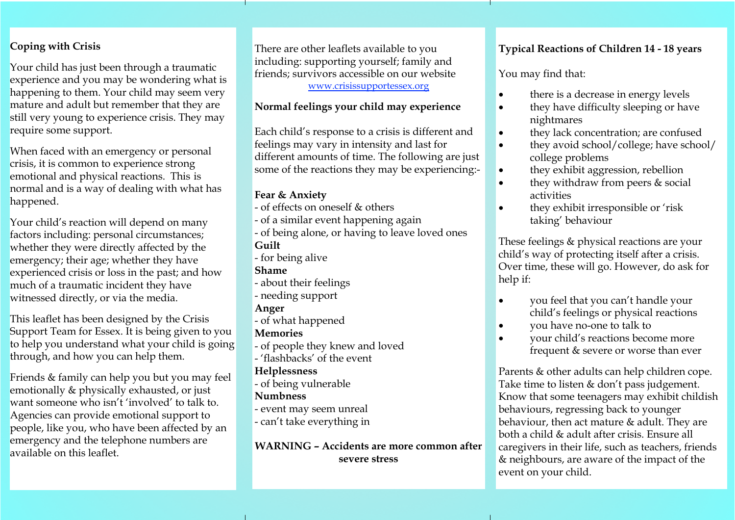## Coping with Crisis

Your child has just been through a traumatic experience and you may be wondering what is happening to them. Your child may seem very mature and adult but remember that they are still very young to experience crisis. They may require some support.

When faced with an emergency or personal crisis, it is common to experience strong emotional and physical reactions. This is normal and is a way of dealing with what has happened.

Your child's reaction will depend on many factors including: personal circumstances; whether they were directly affected by the emergency; their age; whether they have experienced crisis or loss in the past; and how much of a traumatic incident they have witnessed directly, or via the media.

This leaflet has been designed by the Crisis Support Team for Essex. It is being given to you to help you understand what your child is going through, and how you can help them.

Friends & family can help you but you may feel emotionally & physically exhausted, or just want someone who isn't 'involved' to talk to. Agencies can provide emotional support to people, like you, who have been affected by an emergency and the telephone numbers are available on this leaflet.

There are other leaflets available to you including: supporting yourself; family and friends; survivors accessible on our website www.crisissupportessex.org

## Normal feelings your child may experience

Each child's response to a crisis is different and feelings may vary in intensity and last for different amounts of time. The following are just some of the reactions they may be experiencing:-

**Fear & Anxiety**
- of effects on oneself & others
- of a similar event happening again
- of being alone, or having to leave loved ones

**Guilt**
- for being alive

**Shame**
- about their feelings
- needing support

**Anger**
- of what happened

**Memories**
- of people they knew and loved
- 'flashbacks' of the event

**Helplessness**
- of being vulnerable

**Numbness**
- event may seem unreal
- can't take everything in

**WARNING – Accidents are more common after severe stress**

## Typical Reactions of Children 14 - 18 years

You may find that:

- there is a decrease in energy levels
- they have difficulty sleeping or have nightmares
- they lack concentration; are confused
- they avoid school/college; have school/ college problems
- they exhibit aggression, rebellion
- they withdraw from peers & social activities
- they exhibit irresponsible or 'risk taking' behaviour

These feelings & physical reactions are your child's way of protecting itself after a crisis. Over time, these will go. However, do ask for help if:

- you feel that you can't handle your child's feelings or physical reactions
- you have no-one to talk to
- your child's reactions become more frequent & severe or worse than ever

Parents & other adults can help children cope. Take time to listen & don't pass judgement. Know that some teenagers may exhibit childish behaviours, regressing back to younger behaviour, then act mature & adult. They are both a child & adult after crisis. Ensure all caregivers in their life, such as teachers, friends & neighbours, are aware of the impact of the event on your child.